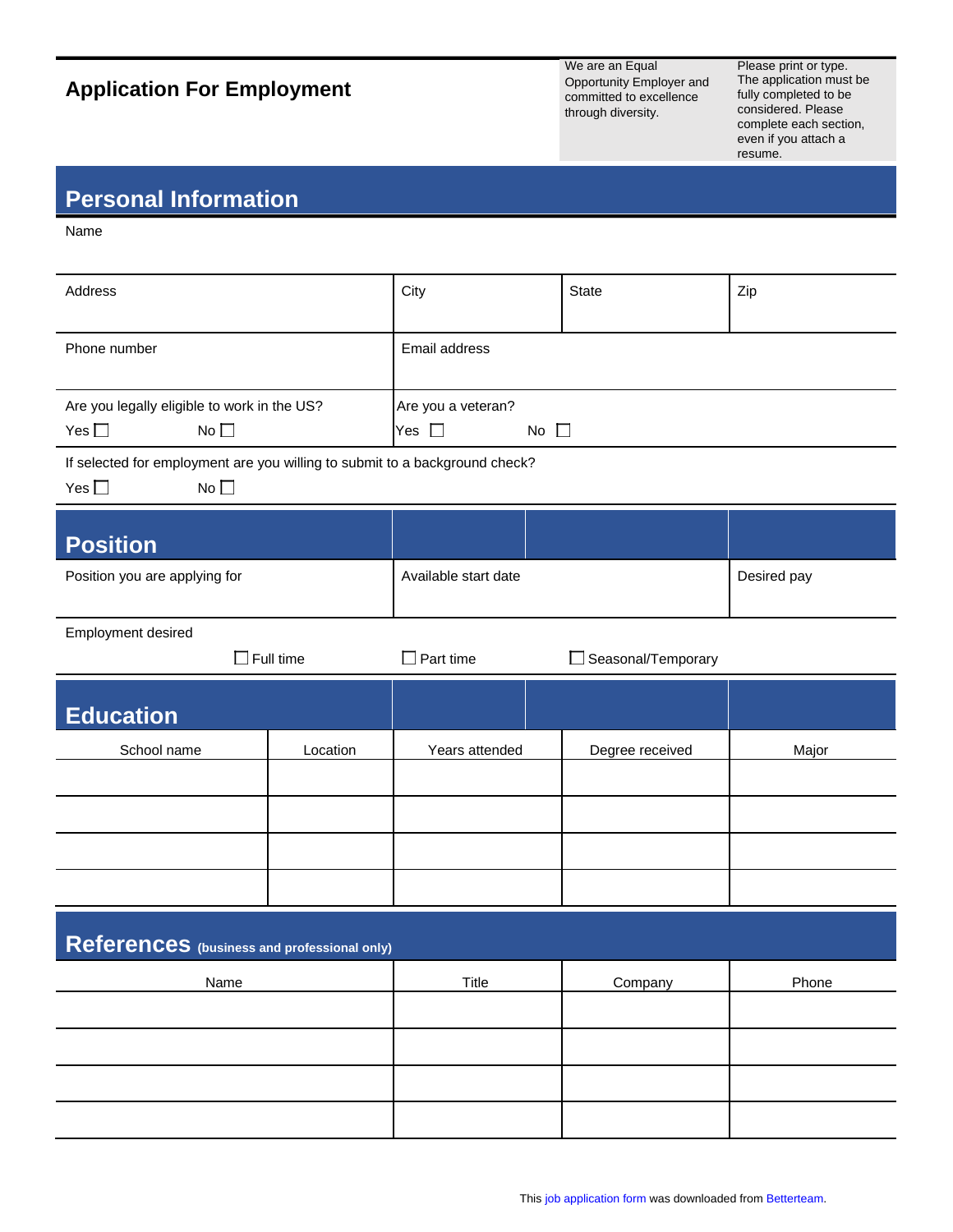# Application For Employment

We are an Equal Opportunity Employer and committed to excellence through diversity.

Please print or type. The application must be fully completed to be considered. Please complete each section, even if you attach a resume.

## Personal Information

Name

| Address | City | State | Zip |
|---|---|---|---|
| | | | |

| Phone number | Email address |
|---|---|
| | |

| Are you legally eligible to work in the US? | Are you a veteran? |
|---|---|
| Yes ☐ No ☐ | Yes ☐ No ☐ |

If selected for employment are you willing to submit to a background check?

Yes ☐ No ☐

## Position

| Position you are applying for | Available start date | Desired pay |
|---|---|---|
| | | |

Employment desired

☐ Full time ☐ Part time ☐ Seasonal/Temporary

## Education

| School name | Location | Years attended | Degree received | Major |
|---|---|---|---|---|
| | | | | |
| | | | | |
| | | | | |
| | | | | |

## References (business and professional only)

| Name | Title | Company | Phone |
|---|---|---|---|
| | | | |
| | | | |
| | | | |
| | | | |

This job application form was downloaded from Betterteam.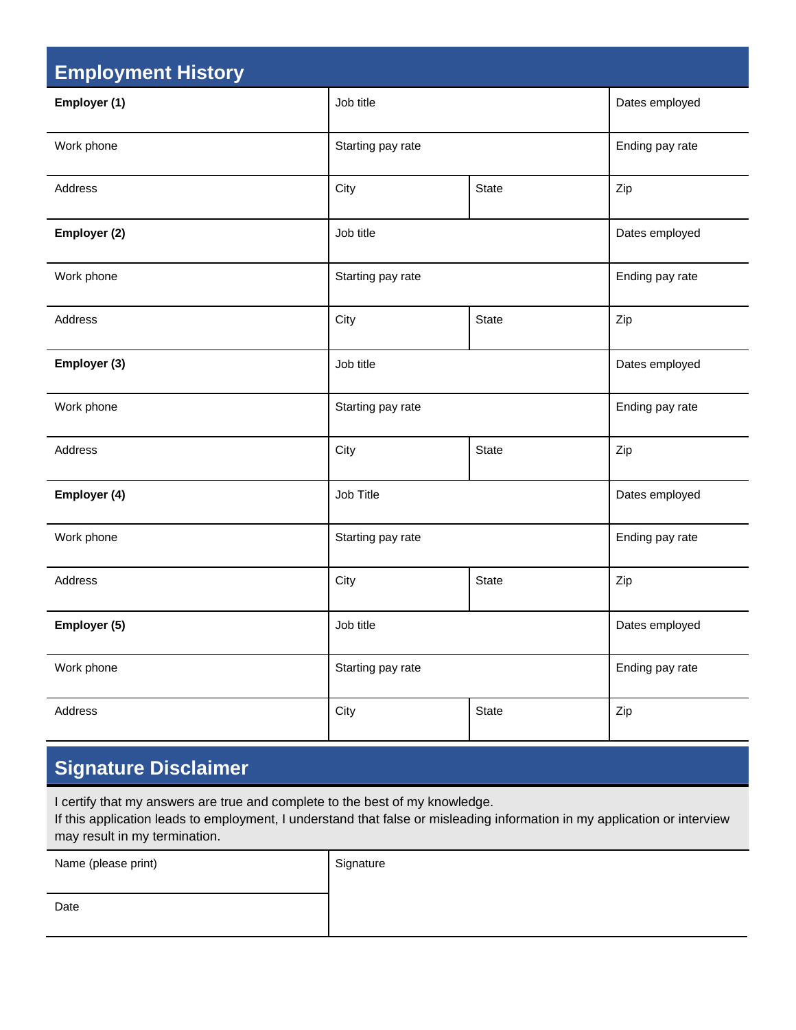## Employment History

| | | | |
|---|---|---|---|
| **Employer (1)** | Job title | | Dates employed |
| Work phone | Starting pay rate | | Ending pay rate |
| Address | City | State | Zip |
| **Employer (2)** | Job title | | Dates employed |
| Work phone | Starting pay rate | | Ending pay rate |
| Address | City | State | Zip |
| **Employer (3)** | Job title | | Dates employed |
| Work phone | Starting pay rate | | Ending pay rate |
| Address | City | State | Zip |
| **Employer (4)** | Job Title | | Dates employed |
| Work phone | Starting pay rate | | Ending pay rate |
| Address | City | State | Zip |
| **Employer (5)** | Job title | | Dates employed |
| Work phone | Starting pay rate | | Ending pay rate |
| Address | City | State | Zip |

## Signature Disclaimer

I certify that my answers are true and complete to the best of my knowledge.
If this application leads to employment, I understand that false or misleading information in my application or interview may result in my termination.

| | |
|---|---|
| Name (please print) | Signature |
| Date | |